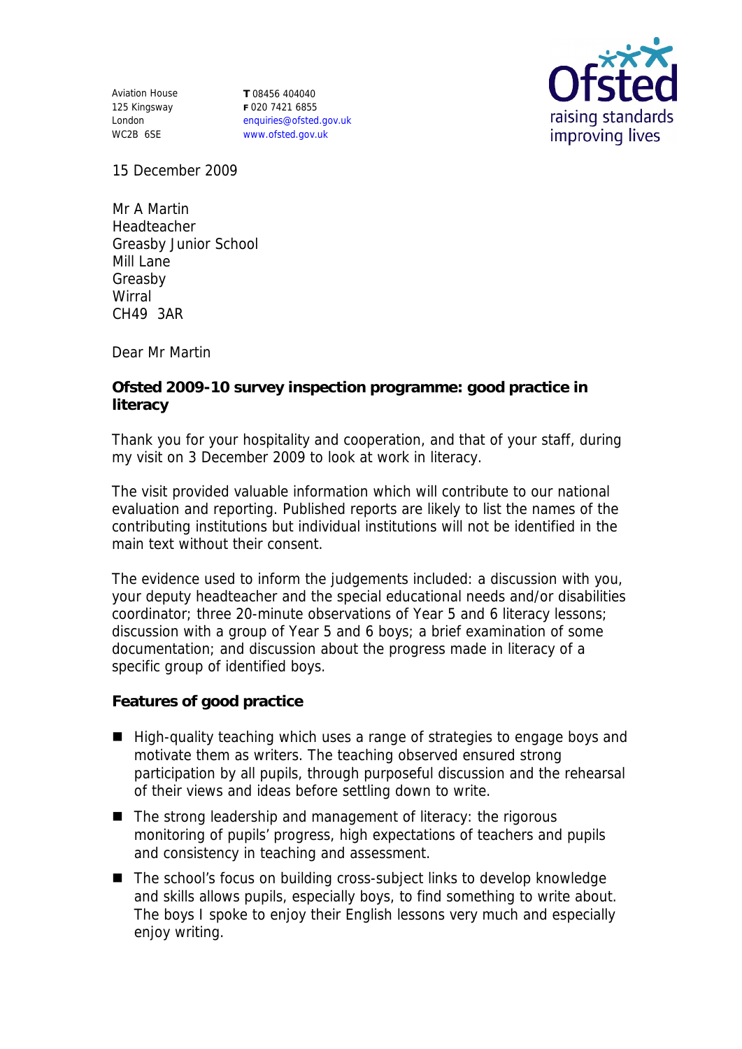Aviation House
125 Kingsway
London
WC2B 6SE

**T** 08456 404040
**F** 020 7421 6855
enquiries@ofsted.gov.uk
www.ofsted.gov.uk

Ofsted
raising standards
improving lives

15 December 2009

Mr A Martin
Headteacher
Greasby Junior School
Mill Lane
Greasby
Wirral
CH49 3AR

Dear Mr Martin

**Ofsted 2009-10 survey inspection programme: good practice in literacy**

Thank you for your hospitality and cooperation, and that of your staff, during my visit on 3 December 2009 to look at work in literacy.

The visit provided valuable information which will contribute to our national evaluation and reporting. Published reports are likely to list the names of the contributing institutions but individual institutions will not be identified in the main text without their consent.

The evidence used to inform the judgements included: a discussion with you, your deputy headteacher and the special educational needs and/or disabilities coordinator; three 20-minute observations of Year 5 and 6 literacy lessons; discussion with a group of Year 5 and 6 boys; a brief examination of some documentation; and discussion about the progress made in literacy of a specific group of identified boys.

**Features of good practice**

- High-quality teaching which uses a range of strategies to engage boys and motivate them as writers. The teaching observed ensured strong participation by all pupils, through purposeful discussion and the rehearsal of their views and ideas before settling down to write.
- The strong leadership and management of literacy: the rigorous monitoring of pupils' progress, high expectations of teachers and pupils and consistency in teaching and assessment.
- The school's focus on building cross-subject links to develop knowledge and skills allows pupils, especially boys, to find something to write about. The boys I spoke to enjoy their English lessons very much and especially enjoy writing.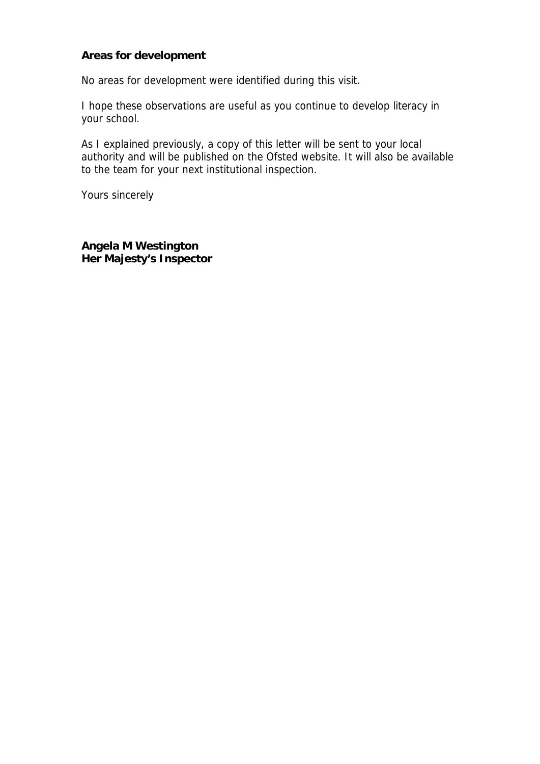**Areas for development**

No areas for development were identified during this visit.

I hope these observations are useful as you continue to develop literacy in your school.

As I explained previously, a copy of this letter will be sent to your local authority and will be published on the Ofsted website. It will also be available to the team for your next institutional inspection.

Yours sincerely

**Angela M Westington**
**Her Majesty's Inspector**